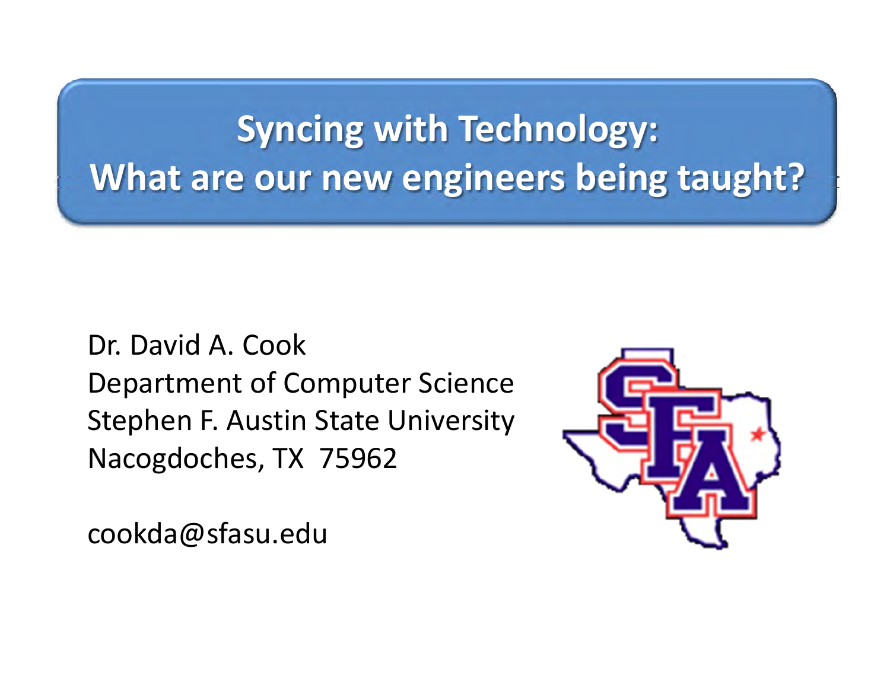# Syncing with Technology: What are our new engineers being taught?

Dr. David A. Cook
Department of Computer Science
Stephen F. Austin State University
Nacogdoches, TX 75962

cookda@sfasu.edu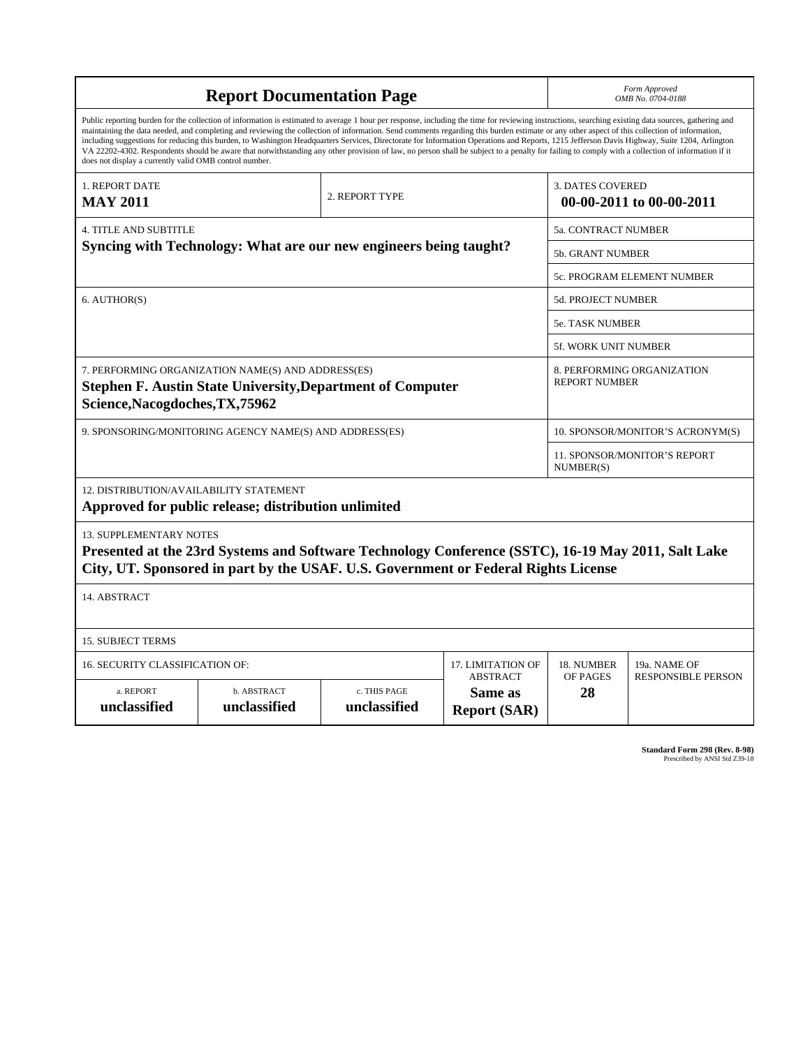# Report Documentation Page

*Form Approved*
*OMB No. 0704-0188*

Public reporting burden for the collection of information is estimated to average 1 hour per response, including the time for reviewing instructions, searching existing data sources, gathering and maintaining the data needed, and completing and reviewing the collection of information. Send comments regarding this burden estimate or any other aspect of this collection of information, including suggestions for reducing this burden, to Washington Headquarters Services, Directorate for Information Operations and Reports, 1215 Jefferson Davis Highway, Suite 1204, Arlington VA 22202-4302. Respondents should be aware that notwithstanding any other provision of law, no person shall be subject to a penalty for failing to comply with a collection of information if it does not display a currently valid OMB control number.

| | | |
|---|---|---|
| 1. REPORT DATE **MAY 2011** | 2. REPORT TYPE | 3. DATES COVERED **00-00-2011 to 00-00-2011** |

| | |
|---|---|
| 4. TITLE AND SUBTITLE **Syncing with Technology: What are our new engineers being taught?** | 5a. CONTRACT NUMBER |
| | 5b. GRANT NUMBER |
| | 5c. PROGRAM ELEMENT NUMBER |
| 6. AUTHOR(S) | 5d. PROJECT NUMBER |
| | 5e. TASK NUMBER |
| | 5f. WORK UNIT NUMBER |
| 7. PERFORMING ORGANIZATION NAME(S) AND ADDRESS(ES) **Stephen F. Austin State University,Department of Computer Science,Nacogdoches,TX,75962** | 8. PERFORMING ORGANIZATION REPORT NUMBER |
| 9. SPONSORING/MONITORING AGENCY NAME(S) AND ADDRESS(ES) | 10. SPONSOR/MONITOR'S ACRONYM(S) |
| | 11. SPONSOR/MONITOR'S REPORT NUMBER(S) |

12. DISTRIBUTION/AVAILABILITY STATEMENT
**Approved for public release; distribution unlimited**

13. SUPPLEMENTARY NOTES
**Presented at the 23rd Systems and Software Technology Conference (SSTC), 16-19 May 2011, Salt Lake City, UT. Sponsored in part by the USAF. U.S. Government or Federal Rights License**

14. ABSTRACT

15. SUBJECT TERMS

| 16. SECURITY CLASSIFICATION OF: | | | 17. LIMITATION OF ABSTRACT | 18. NUMBER OF PAGES | 19a. NAME OF RESPONSIBLE PERSON |
|---|---|---|---|---|---|
| a. REPORT **unclassified** | b. ABSTRACT **unclassified** | c. THIS PAGE **unclassified** | **Same as Report (SAR)** | **28** | |

**Standard Form 298 (Rev. 8-98)**
Prescribed by ANSI Std Z39-18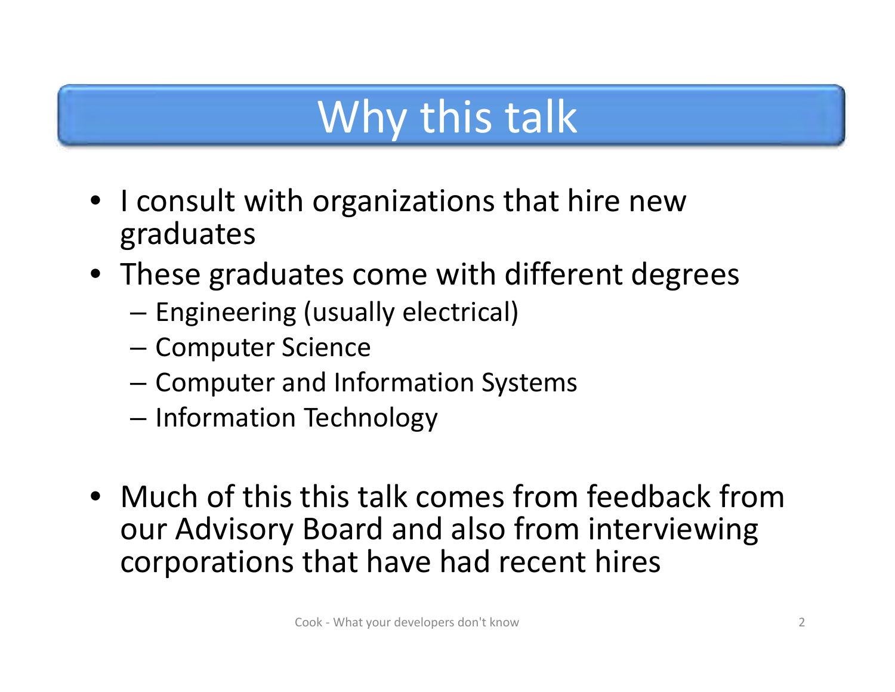# Why this talk

- I consult with organizations that hire new graduates
- These graduates come with different degrees
  - Engineering (usually electrical)
  - Computer Science
  - Computer and Information Systems
  - Information Technology
- Much of this this talk comes from feedback from our Advisory Board and also from interviewing corporations that have had recent hires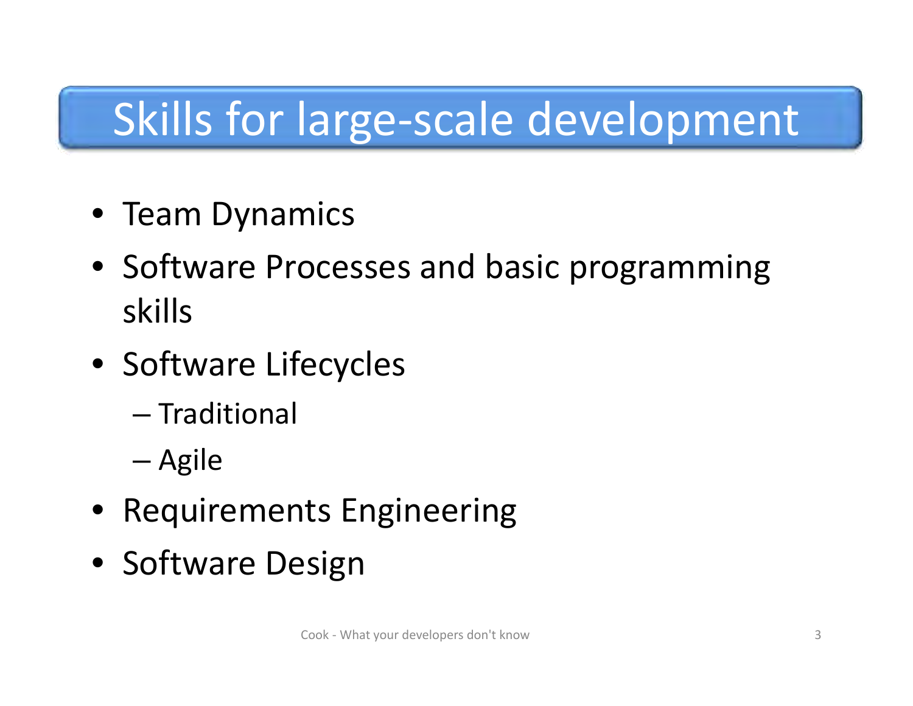# Skills for large-scale development

- Team Dynamics
- Software Processes and basic programming skills
- Software Lifecycles
  - Traditional
  - Agile
- Requirements Engineering
- Software Design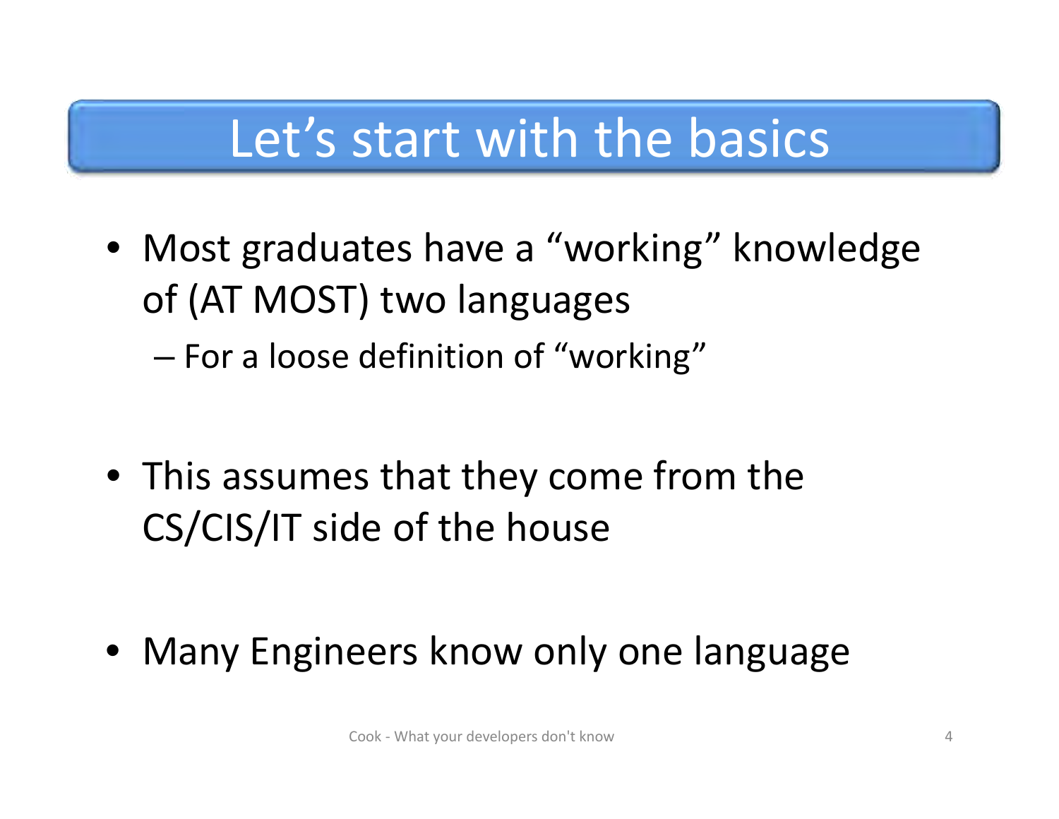# Let’s start with the basics

- Most graduates have a “working” knowledge of (AT MOST) two languages
  - For a loose definition of “working”

- This assumes that they come from the CS/CIS/IT side of the house

- Many Engineers know only one language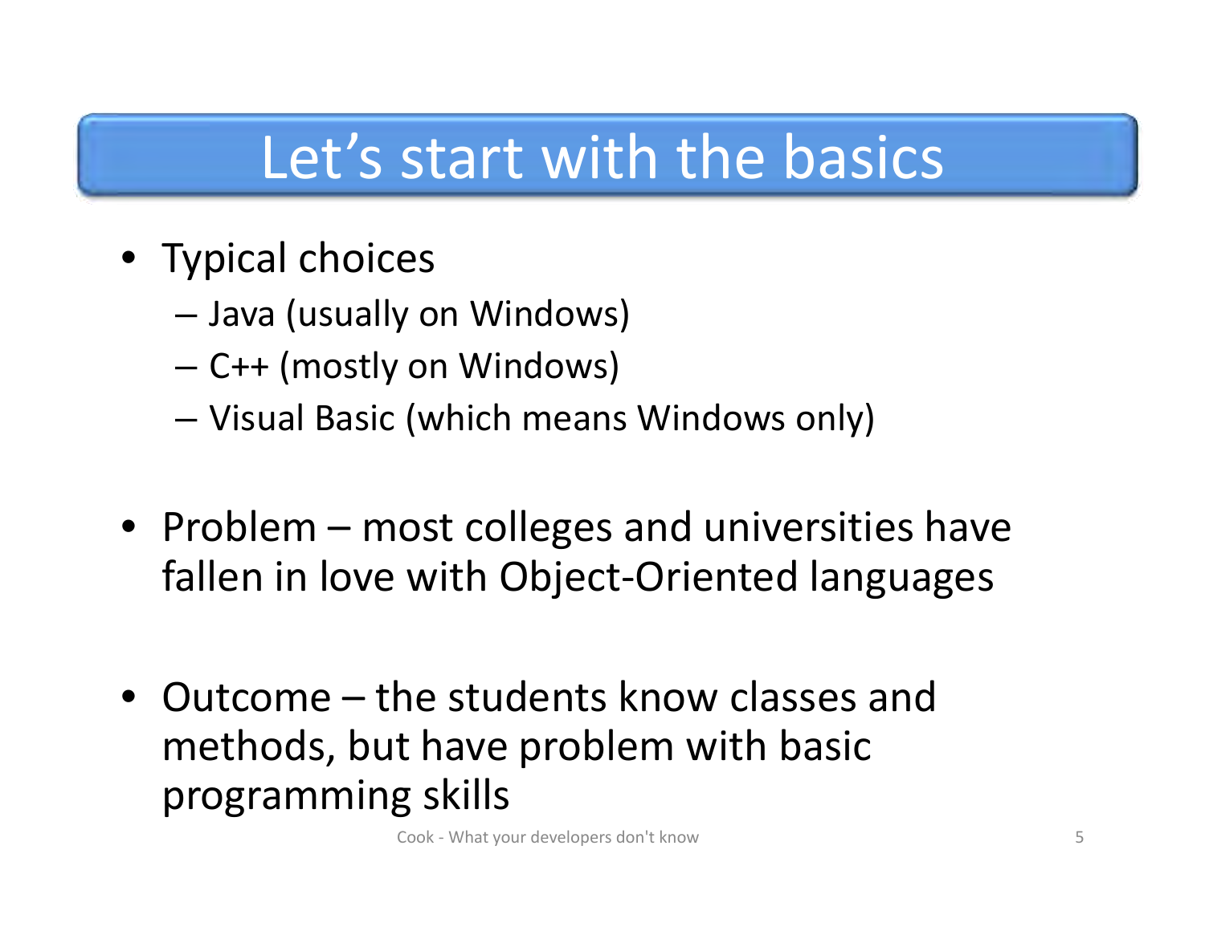# Let's start with the basics

- Typical choices
  - Java (usually on Windows)
  - C++ (mostly on Windows)
  - Visual Basic (which means Windows only)

- Problem – most colleges and universities have fallen in love with Object-Oriented languages

- Outcome – the students know classes and methods, but have problem with basic programming skills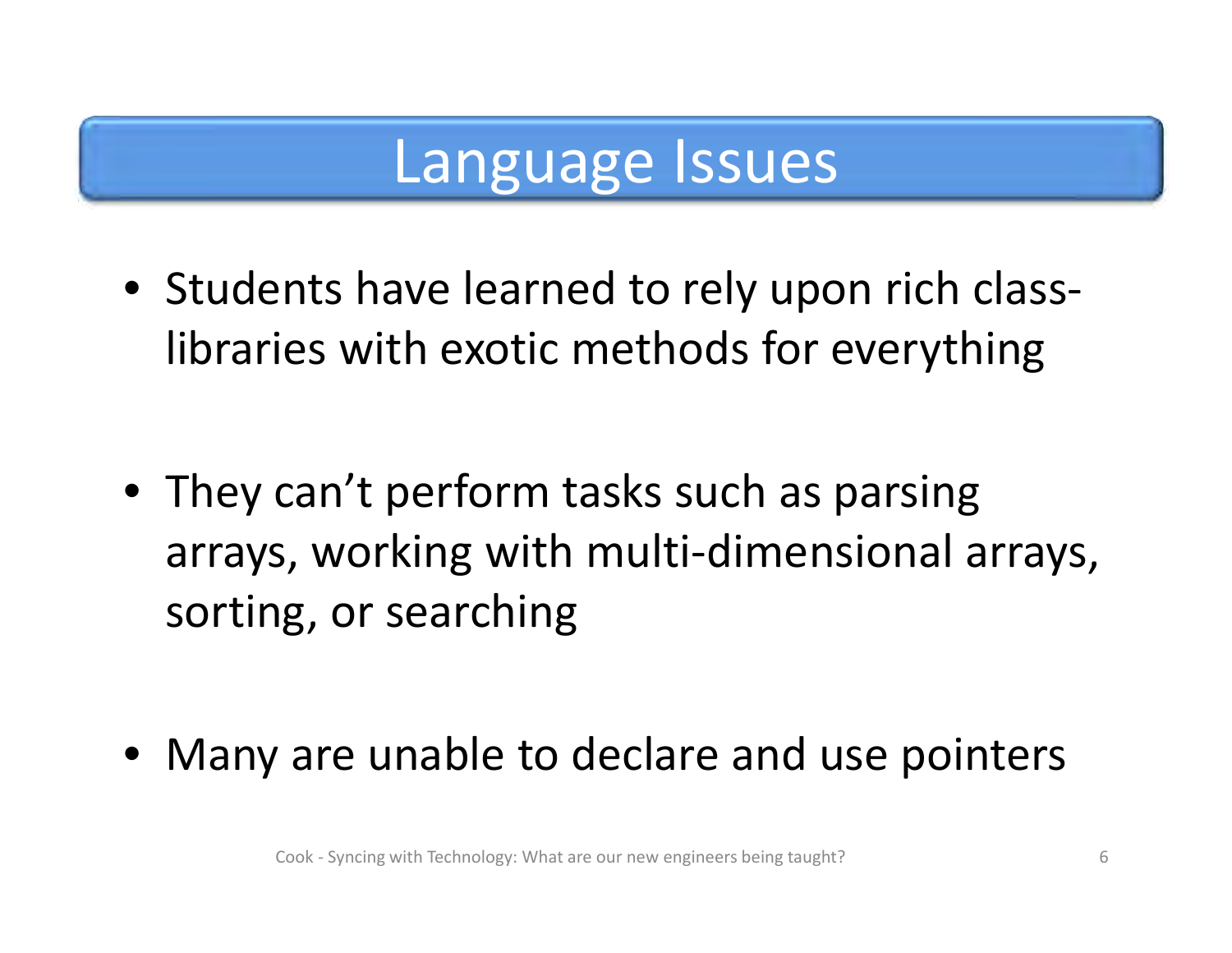# Language Issues

- Students have learned to rely upon rich class-libraries with exotic methods for everything
- They can't perform tasks such as parsing arrays, working with multi-dimensional arrays, sorting, or searching
- Many are unable to declare and use pointers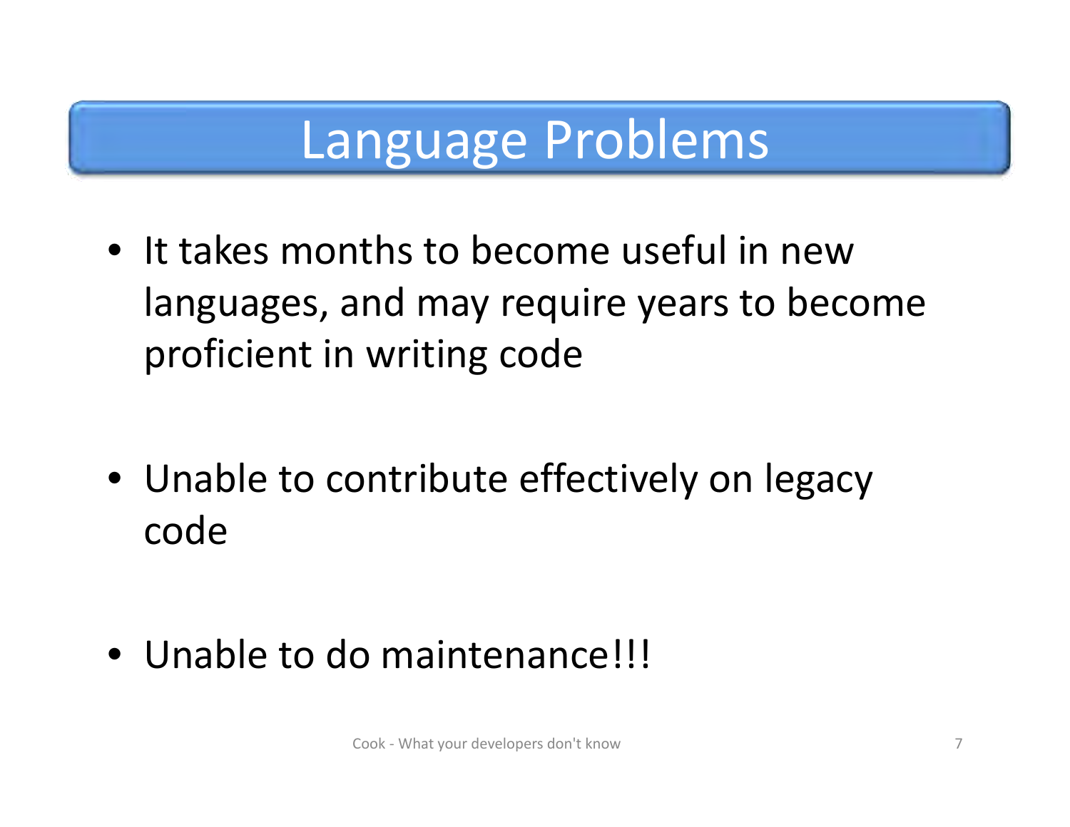# Language Problems

- It takes months to become useful in new languages, and may require years to become proficient in writing code
- Unable to contribute effectively on legacy code
- Unable to do maintenance!!!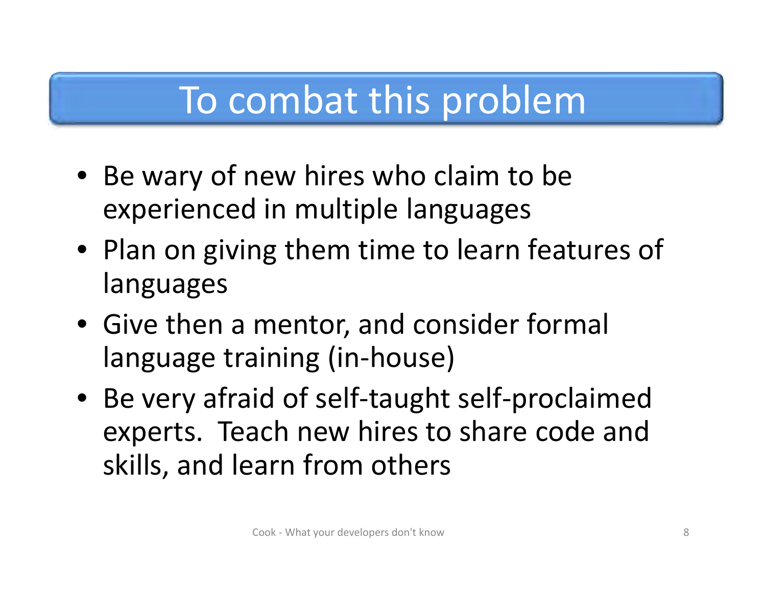# To combat this problem

- Be wary of new hires who claim to be experienced in multiple languages
- Plan on giving them time to learn features of languages
- Give then a mentor, and consider formal language training (in-house)
- Be very afraid of self-taught self-proclaimed experts. Teach new hires to share code and skills, and learn from others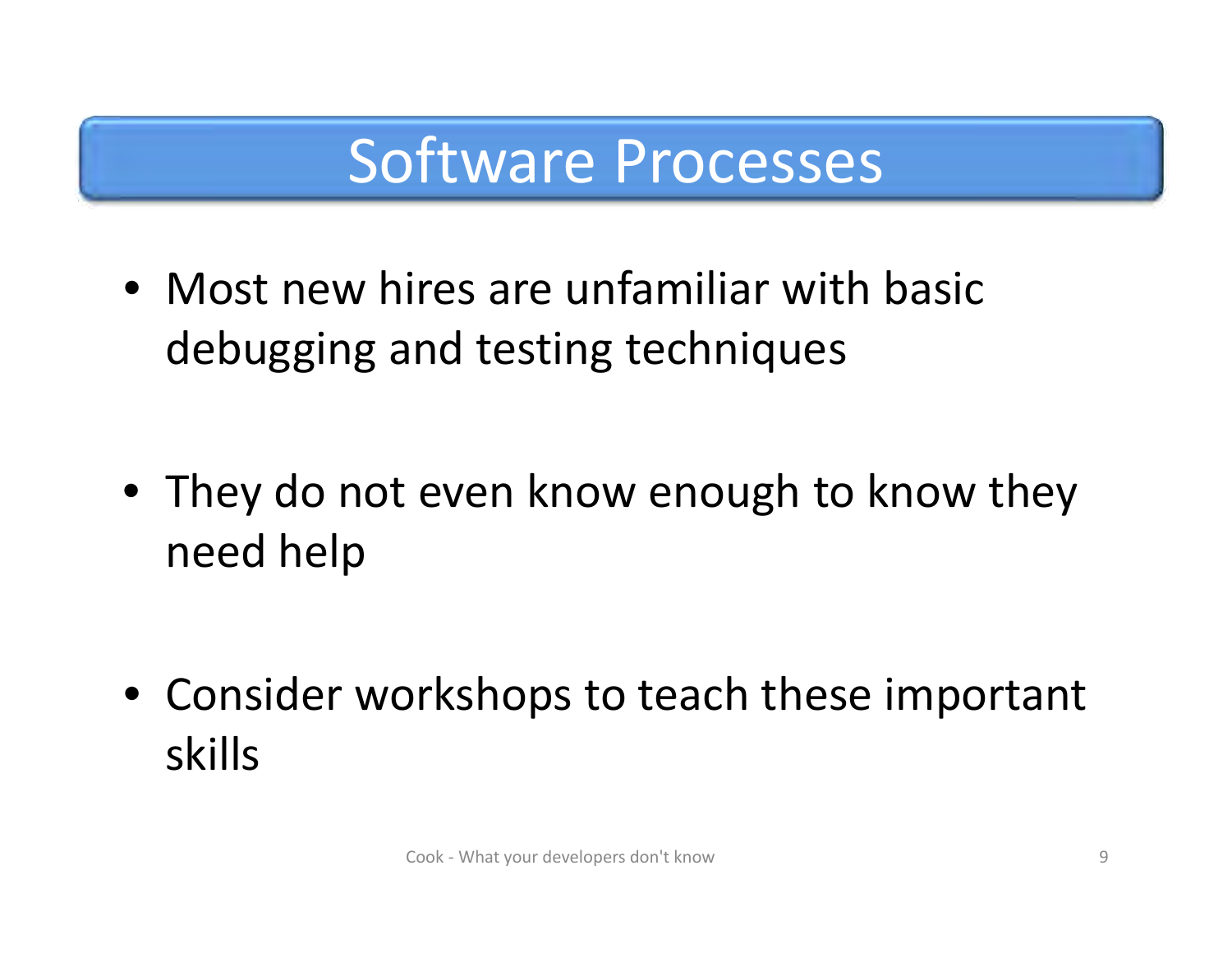# Software Processes

- Most new hires are unfamiliar with basic debugging and testing techniques
- They do not even know enough to know they need help
- Consider workshops to teach these important skills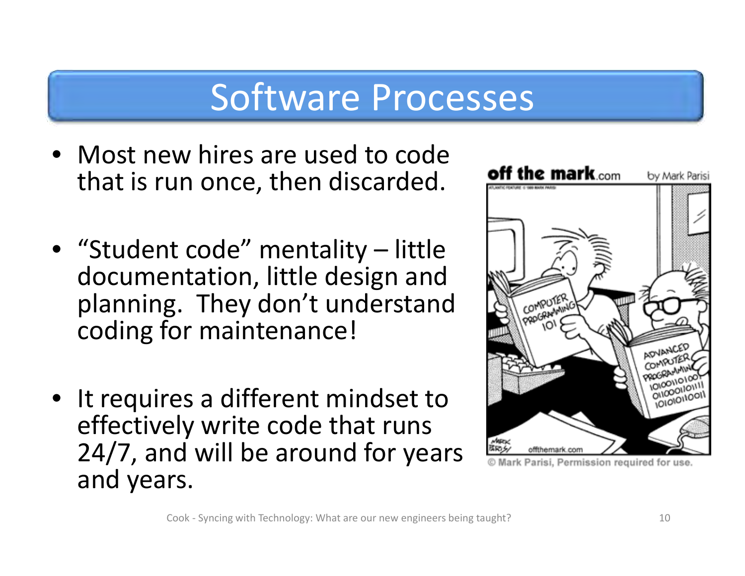# Software Processes

- Most new hires are used to code that is run once, then discarded.
- "Student code" mentality – little documentation, little design and planning. They don't understand coding for maintenance!
- It requires a different mindset to effectively write code that runs 24/7, and will be around for years and years.

© Mark Parisi, Permission required for use.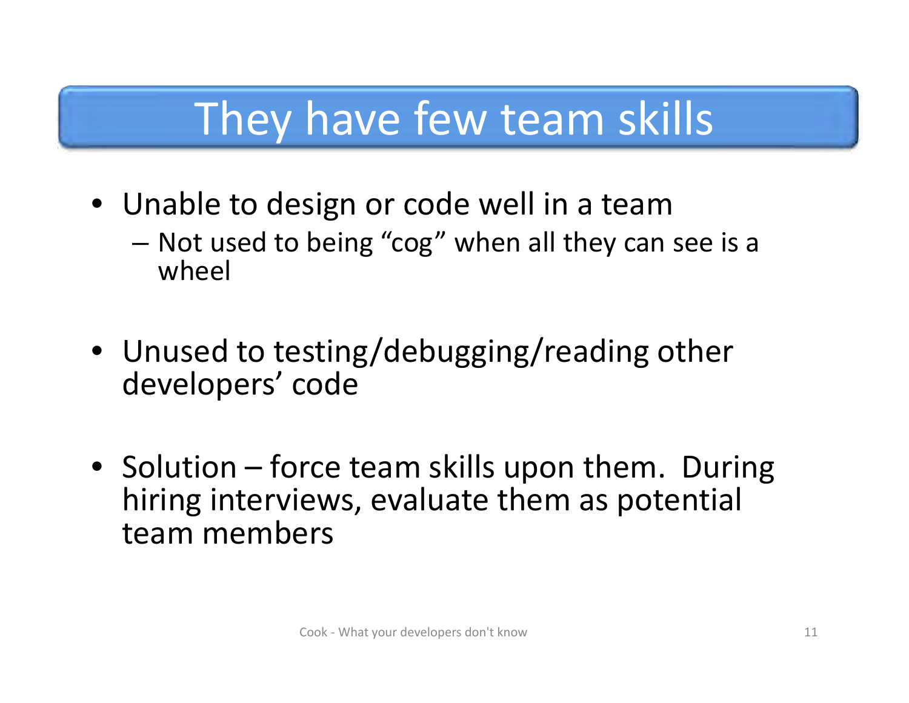# They have few team skills

- Unable to design or code well in a team
  - Not used to being “cog” when all they can see is a wheel

- Unused to testing/debugging/reading other developers’ code

- Solution – force team skills upon them. During hiring interviews, evaluate them as potential team members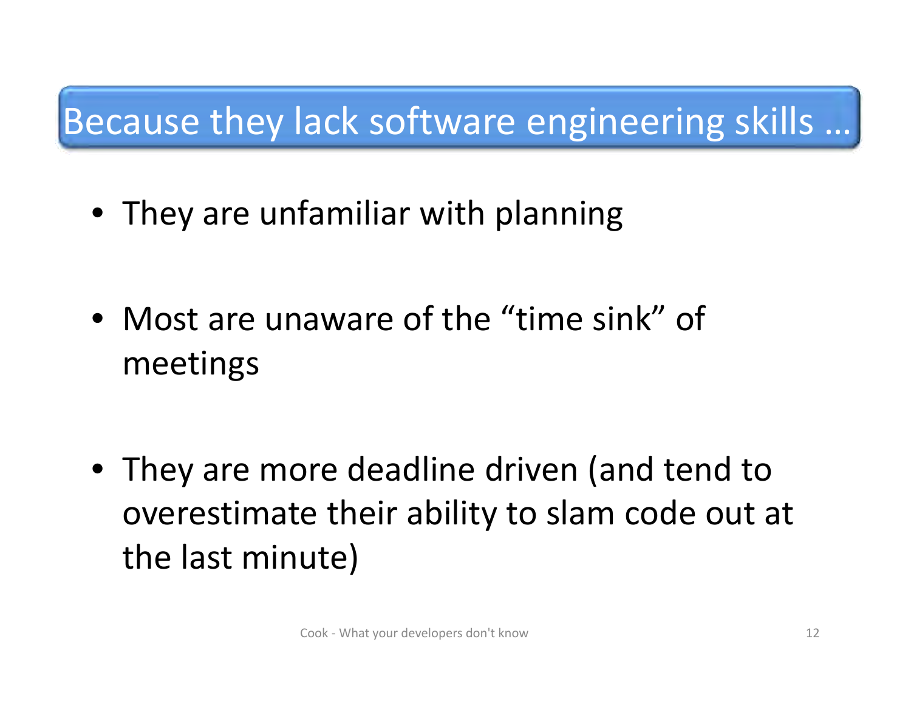# Because they lack software engineering skills …

- They are unfamiliar with planning
- Most are unaware of the "time sink" of meetings
- They are more deadline driven (and tend to overestimate their ability to slam code out at the last minute)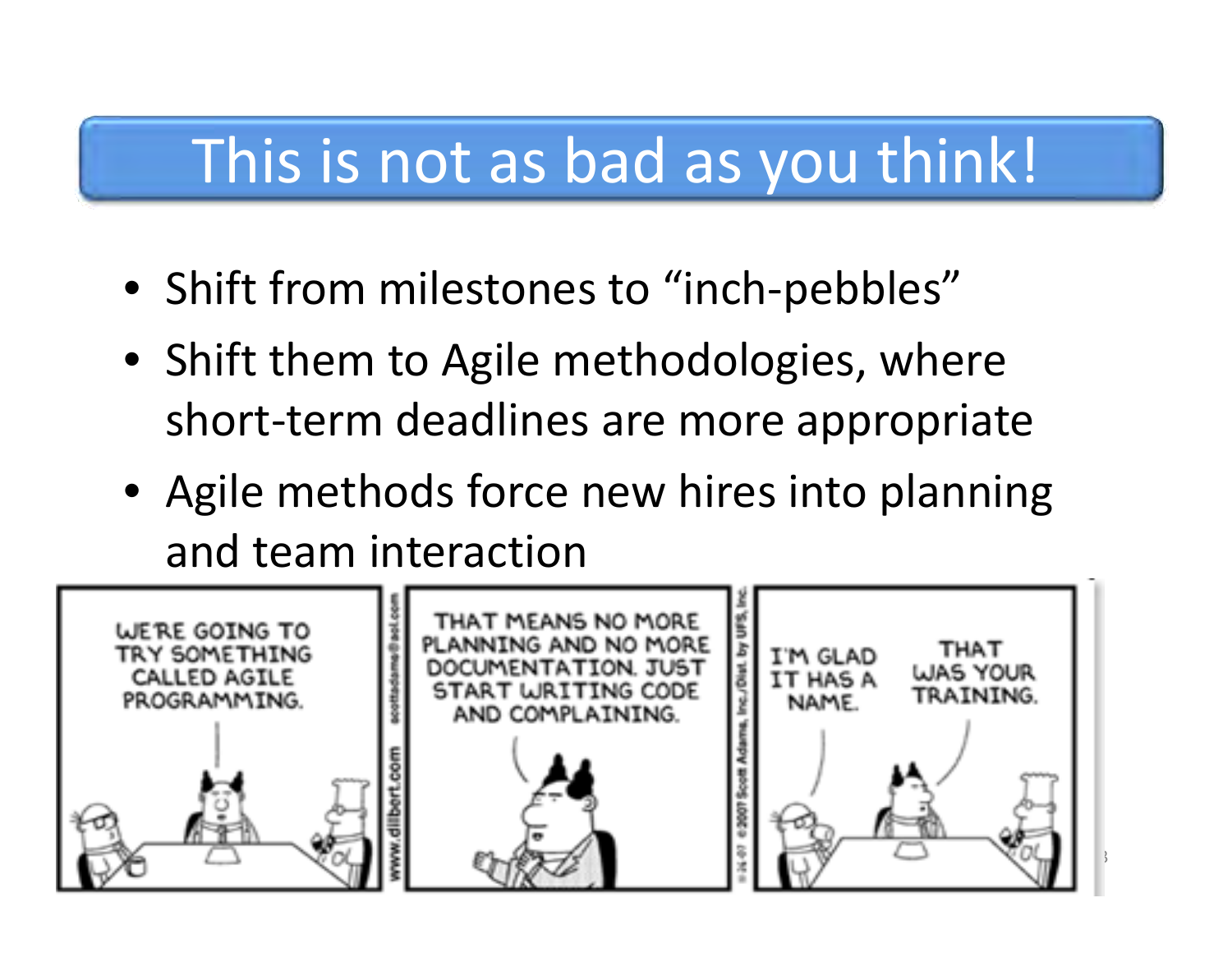# This is not as bad as you think!

- Shift from milestones to "inch-pebbles"
- Shift them to Agile methodologies, where short-term deadlines are more appropriate
- Agile methods force new hires into planning and team interaction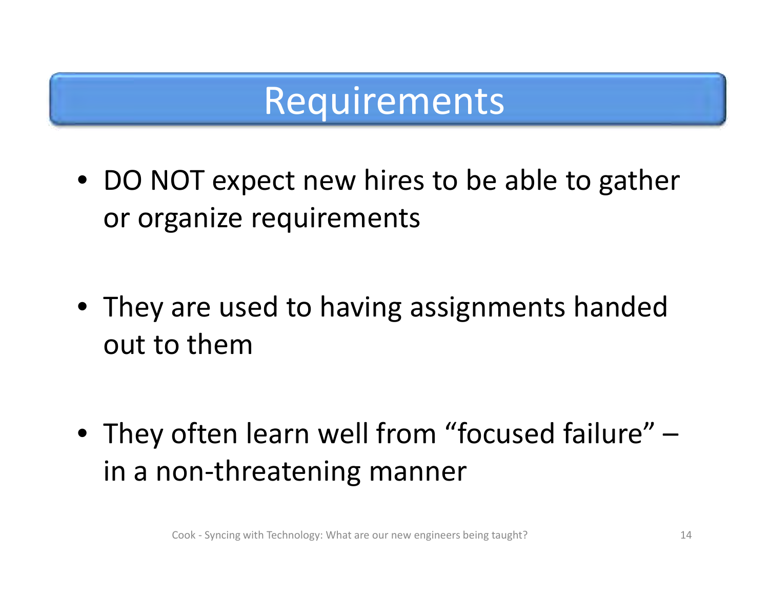# Requirements

- DO NOT expect new hires to be able to gather or organize requirements
- They are used to having assignments handed out to them
- They often learn well from “focused failure” – in a non-threatening manner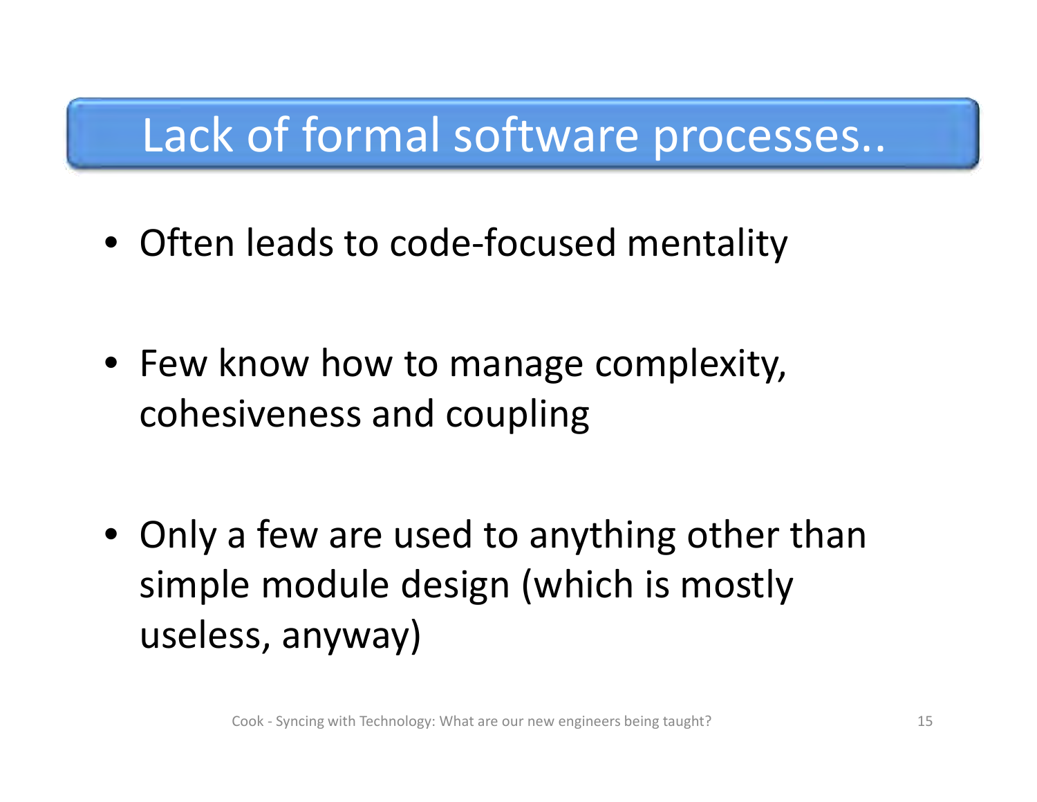# Lack of formal software processes..

- Often leads to code-focused mentality

- Few know how to manage complexity, cohesiveness and coupling

- Only a few are used to anything other than simple module design (which is mostly useless, anyway)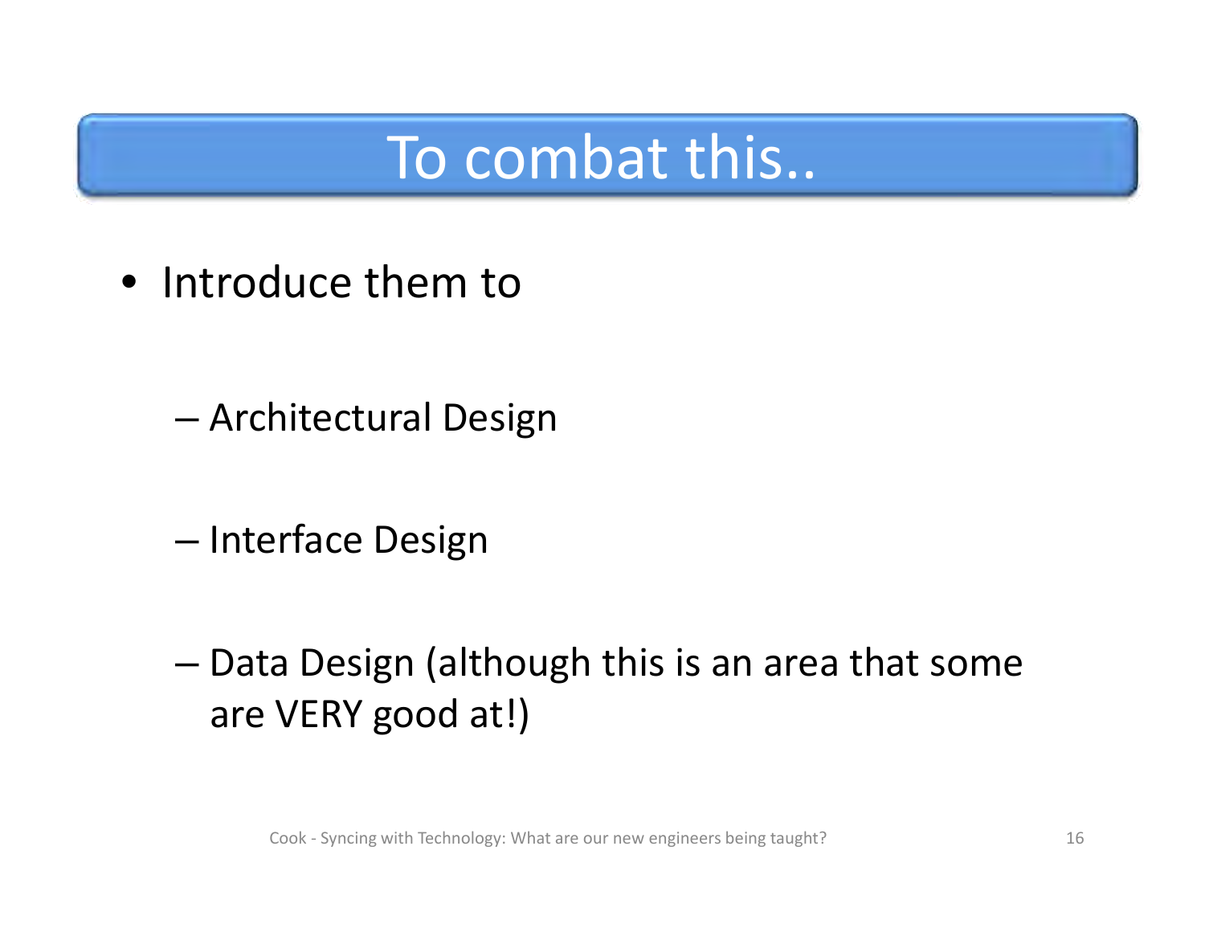# To combat this..

- Introduce them to
  - Architectural Design
  - Interface Design
  - Data Design (although this is an area that some are VERY good at!)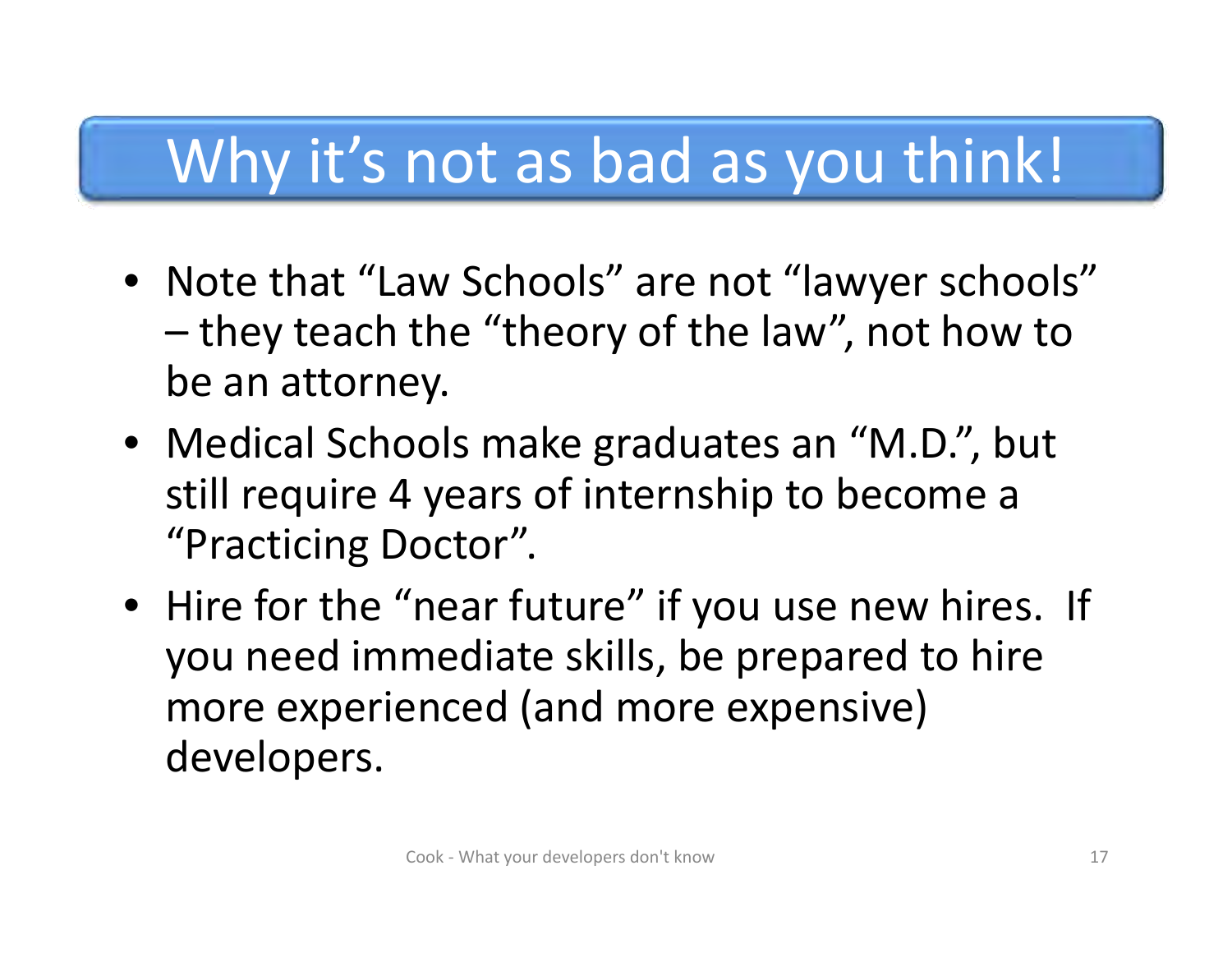# Why it's not as bad as you think!

- Note that "Law Schools" are not "lawyer schools" – they teach the "theory of the law", not how to be an attorney.
- Medical Schools make graduates an "M.D.", but still require 4 years of internship to become a "Practicing Doctor".
- Hire for the "near future" if you use new hires. If you need immediate skills, be prepared to hire more experienced (and more expensive) developers.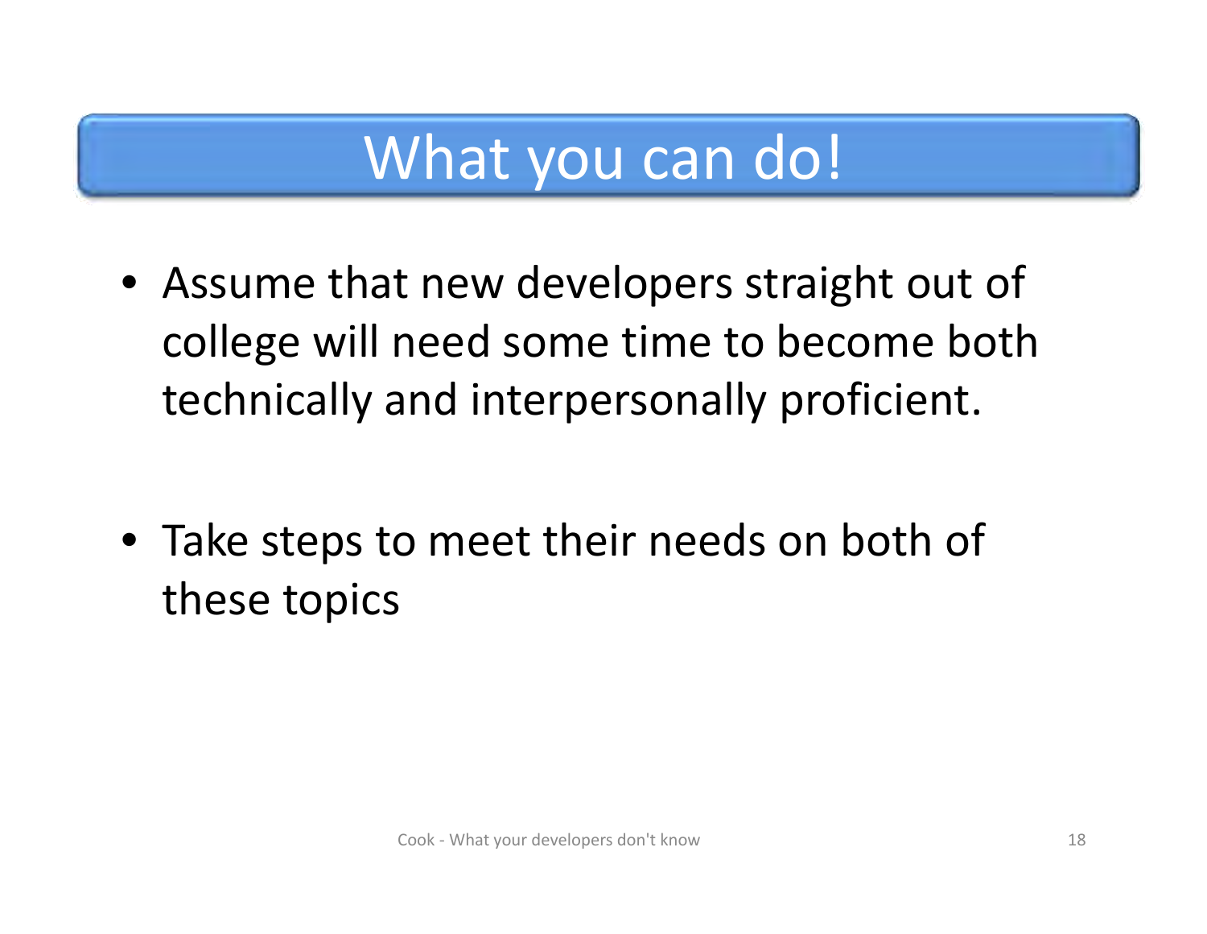# What you can do!

- Assume that new developers straight out of college will need some time to become both technically and interpersonally proficient.

- Take steps to meet their needs on both of these topics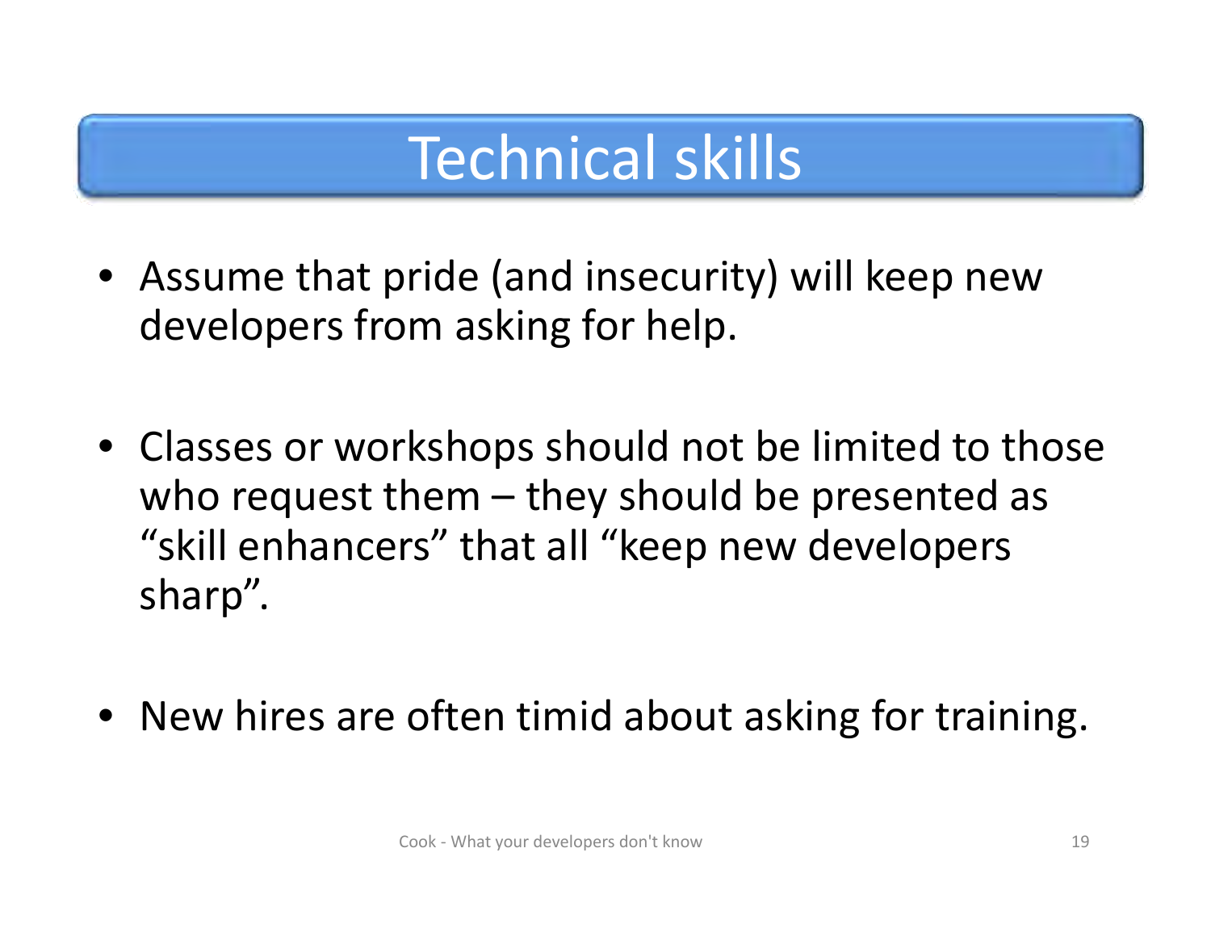# Technical skills

- Assume that pride (and insecurity) will keep new developers from asking for help.

- Classes or workshops should not be limited to those who request them – they should be presented as “skill enhancers” that all “keep new developers sharp”.

- New hires are often timid about asking for training.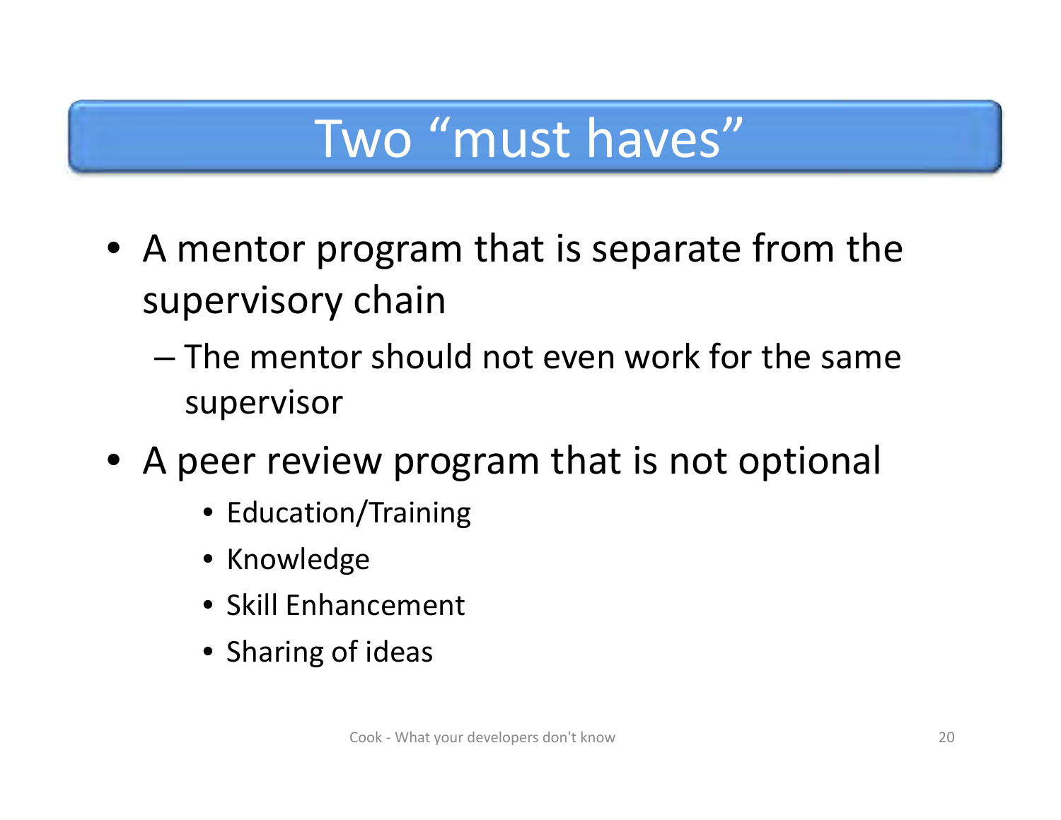# Two "must haves"

- A mentor program that is separate from the supervisory chain
  - The mentor should not even work for the same supervisor
- A peer review program that is not optional
    - Education/Training
    - Knowledge
    - Skill Enhancement
    - Sharing of ideas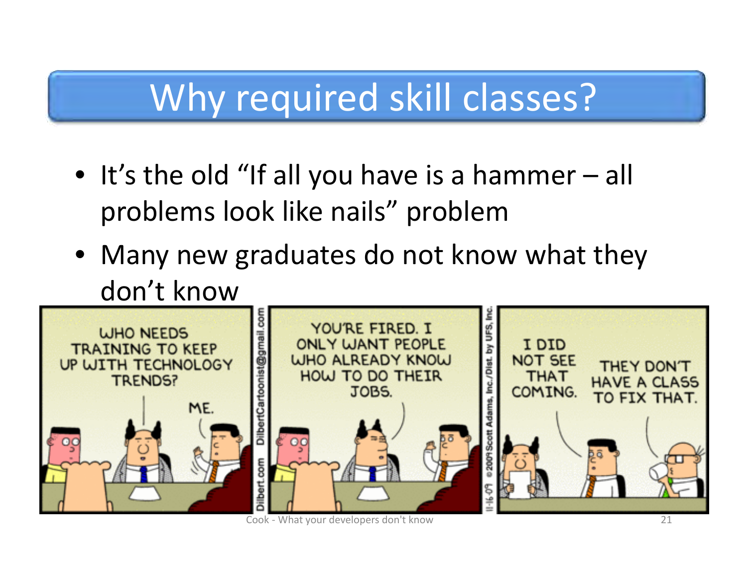# Why required skill classes?

- It's the old "If all you have is a hammer – all problems look like nails" problem
- Many new graduates do not know what they don't know

WHO NEEDS TRAINING TO KEEP UP WITH TECHNOLOGY TRENDS?

ME.

YOU'RE FIRED. I ONLY WANT PEOPLE WHO ALREADY KNOW HOW TO DO THEIR JOBS.

I DID NOT SEE THAT COMING.

THEY DON'T HAVE A CLASS TO FIX THAT.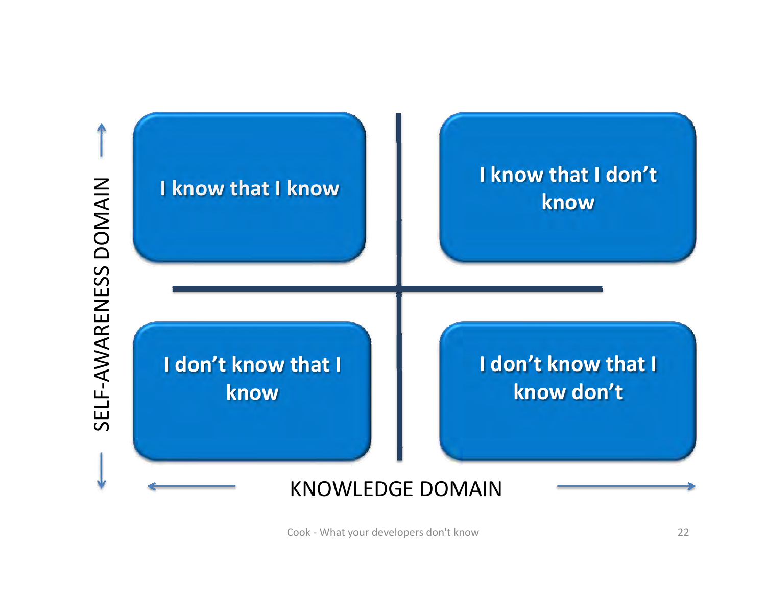SELF-AWARENESS DOMAIN

| I know that I know | I know that I don't know |
| --- | --- |
| I don't know that I know | I don't know that I know don't |

KNOWLEDGE DOMAIN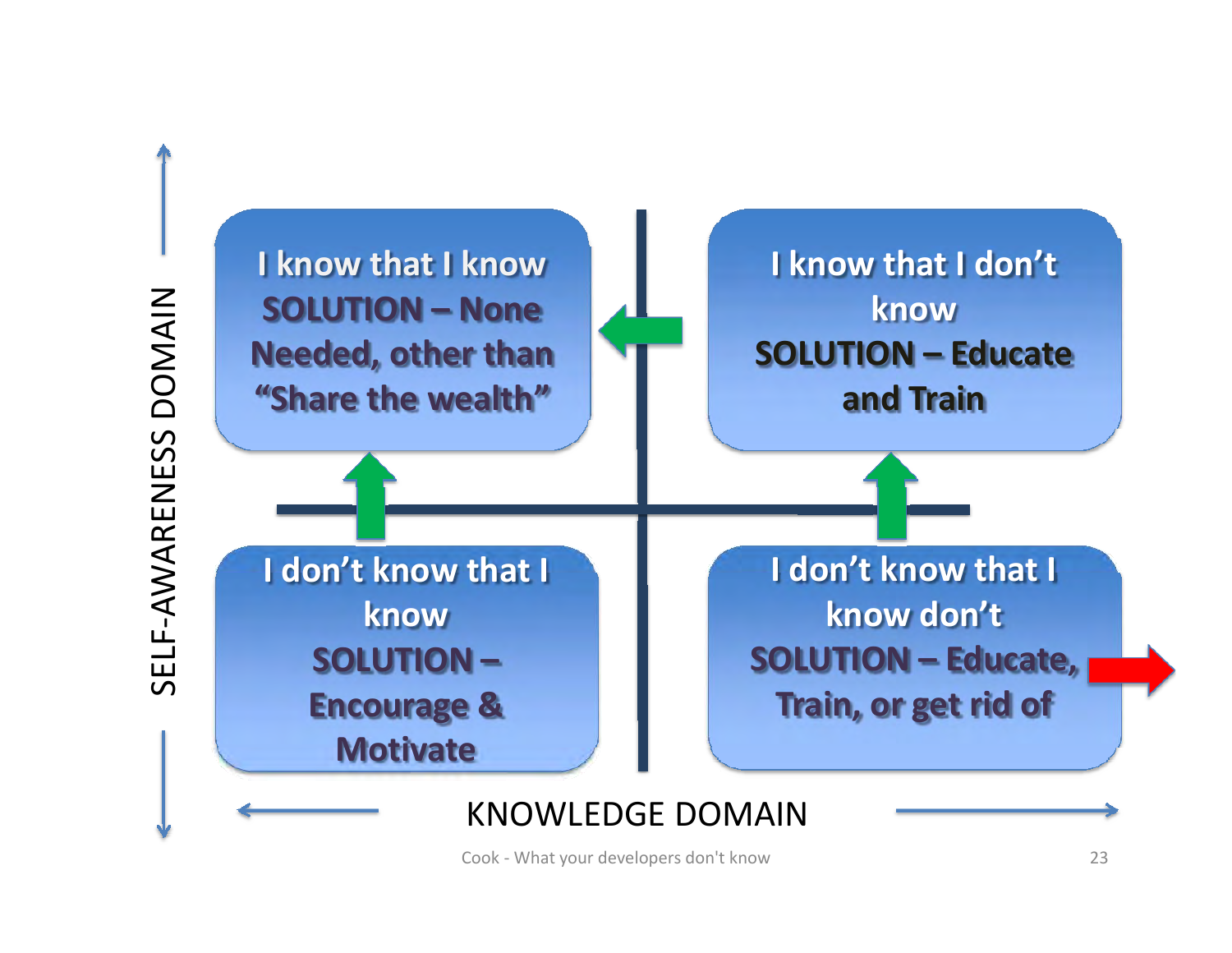SELF-AWARENESS DOMAIN

**I know that I know**
**SOLUTION – None Needed, other than "Share the wealth"**

**I know that I don't know**
**SOLUTION – Educate and Train**

**I don't know that I know**
**SOLUTION – Encourage & Motivate**

**I don't know that I know don't**
**SOLUTION – Educate, Train, or get rid of**

KNOWLEDGE DOMAIN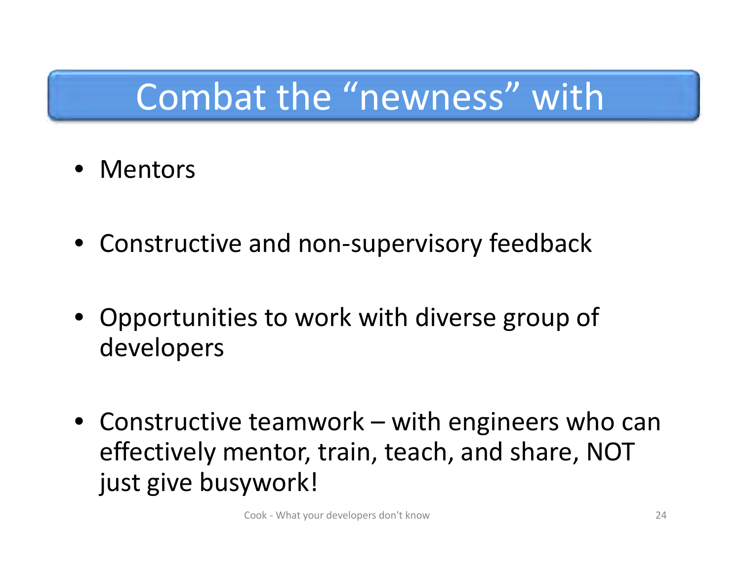# Combat the "newness" with

- Mentors
- Constructive and non-supervisory feedback
- Opportunities to work with diverse group of developers
- Constructive teamwork – with engineers who can effectively mentor, train, teach, and share, NOT just give busywork!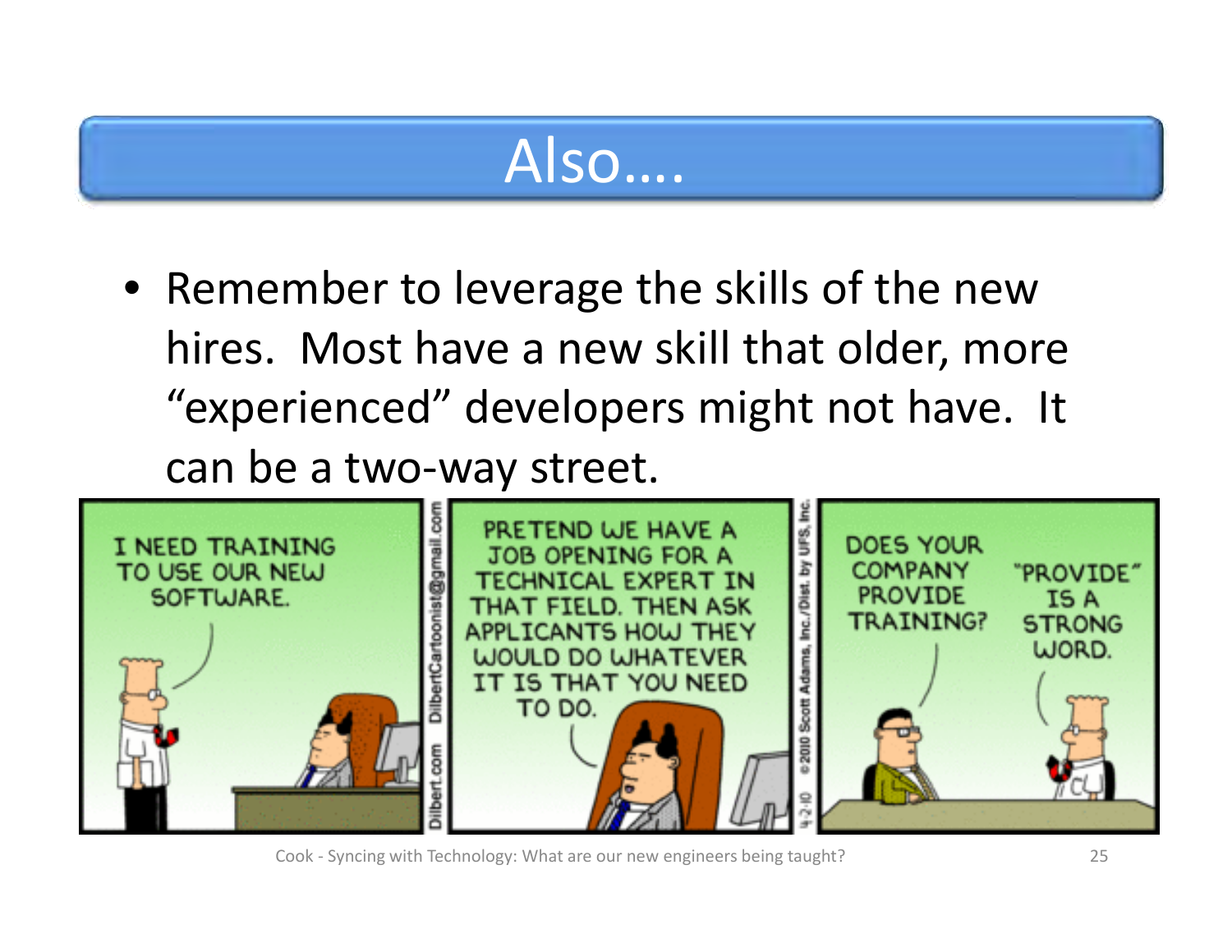# Also….

- Remember to leverage the skills of the new hires. Most have a new skill that older, more "experienced" developers might not have. It can be a two-way street.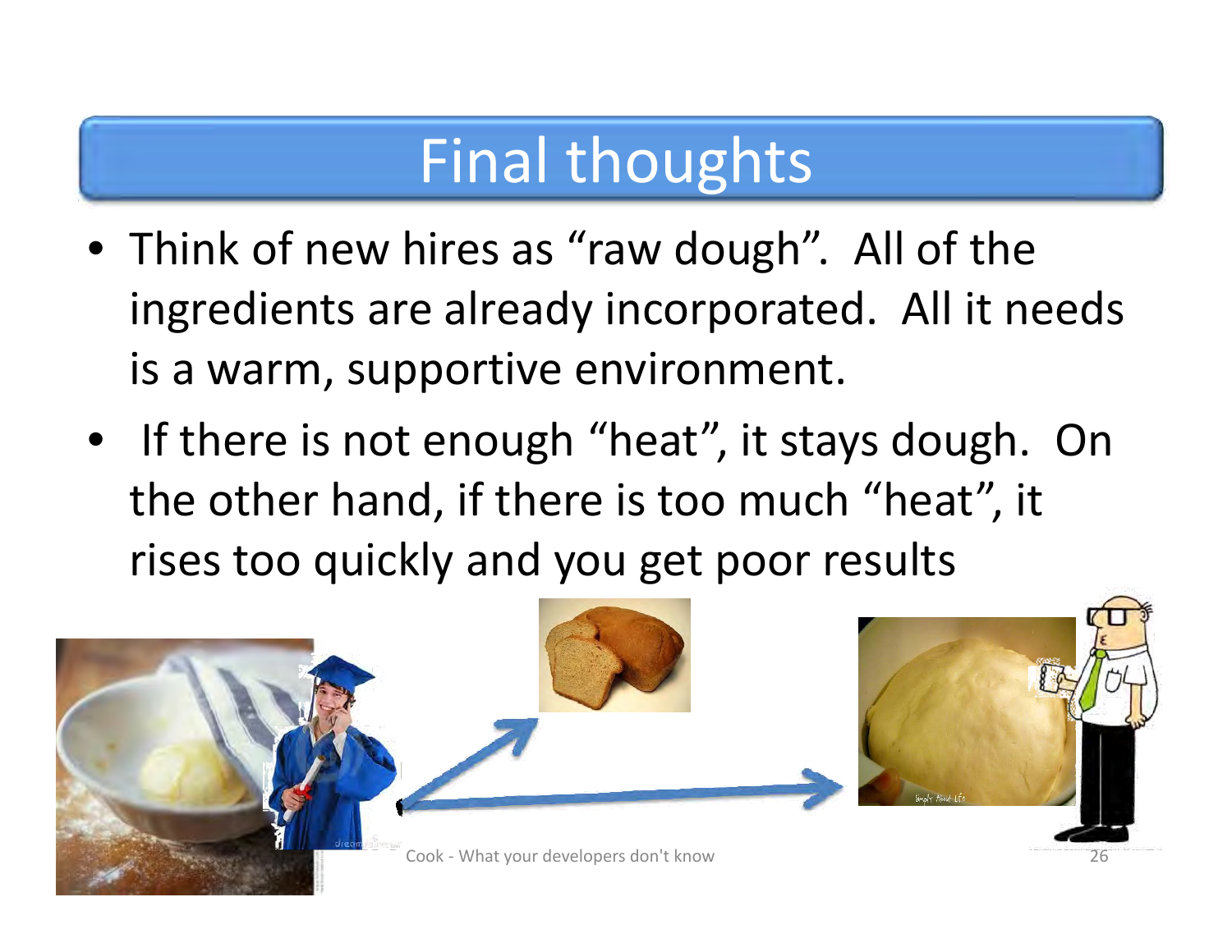# Final thoughts

- Think of new hires as "raw dough". All of the ingredients are already incorporated. All it needs is a warm, supportive environment.
- If there is not enough "heat", it stays dough. On the other hand, if there is too much "heat", it rises too quickly and you get poor results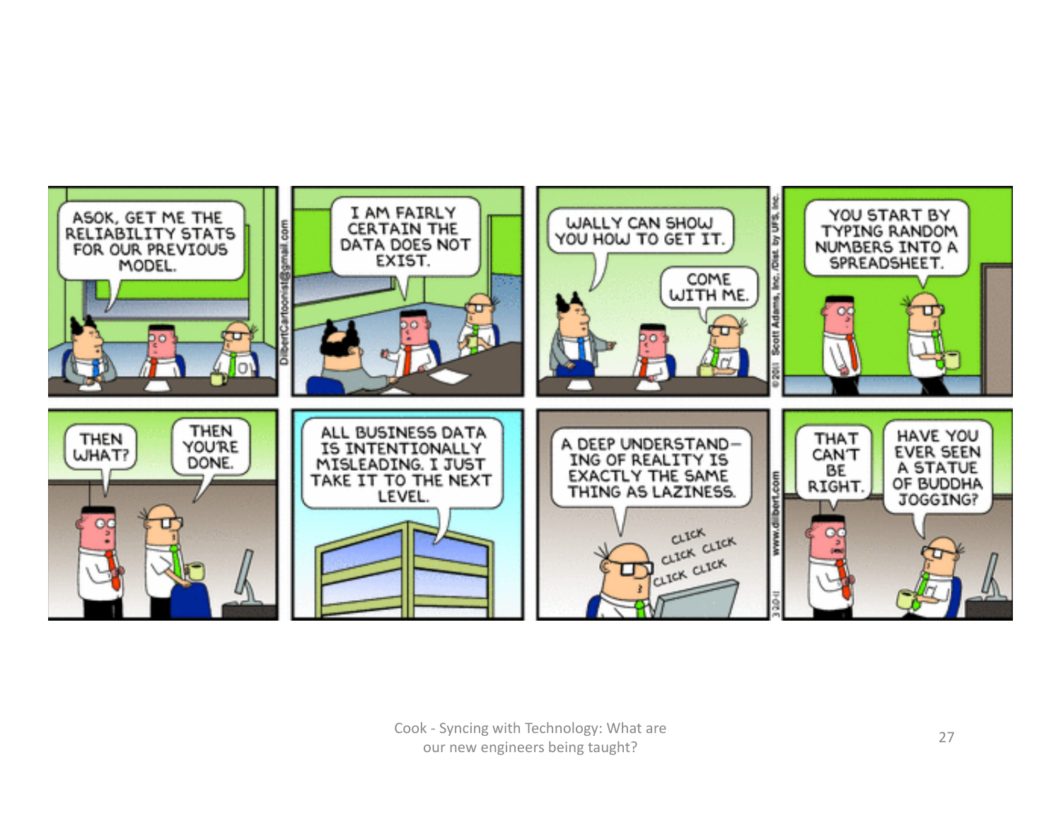ASOK, GET ME THE RELIABILITY STATS FOR OUR PREVIOUS MODEL.

I AM FAIRLY CERTAIN THE DATA DOES NOT EXIST.

WALLY CAN SHOW YOU HOW TO GET IT.

COME WITH ME.

YOU START BY TYPING RANDOM NUMBERS INTO A SPREADSHEET.

THEN WHAT?

THEN YOU'RE DONE.

ALL BUSINESS DATA IS INTENTIONALLY MISLEADING. I JUST TAKE IT TO THE NEXT LEVEL.

A DEEP UNDERSTANDING OF REALITY IS EXACTLY THE SAME THING AS LAZINESS.

CLICK CLICK CLICK CLICK CLICK

THAT CAN'T BE RIGHT.

HAVE YOU EVER SEEN A STATUE OF BUDDHA JOGGING?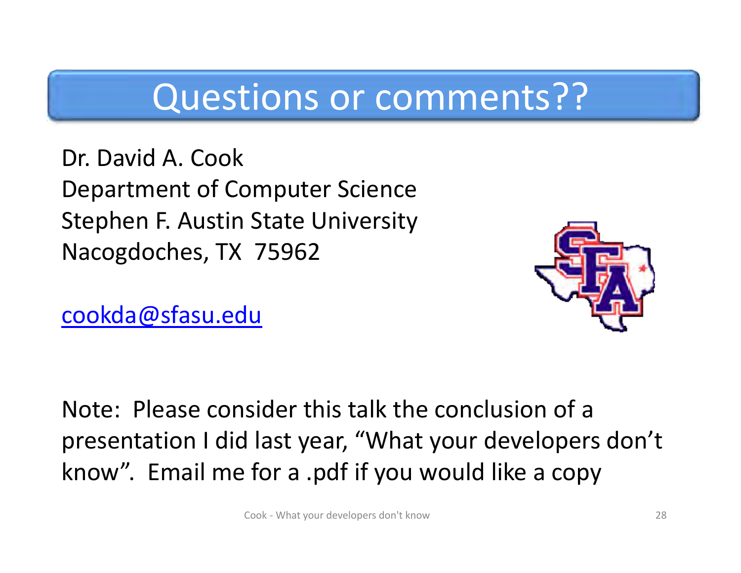# Questions or comments??

Dr. David A. Cook
Department of Computer Science
Stephen F. Austin State University
Nacogdoches, TX 75962

cookda@sfasu.edu

Note: Please consider this talk the conclusion of a presentation I did last year, “What your developers don’t know”. Email me for a .pdf if you would like a copy